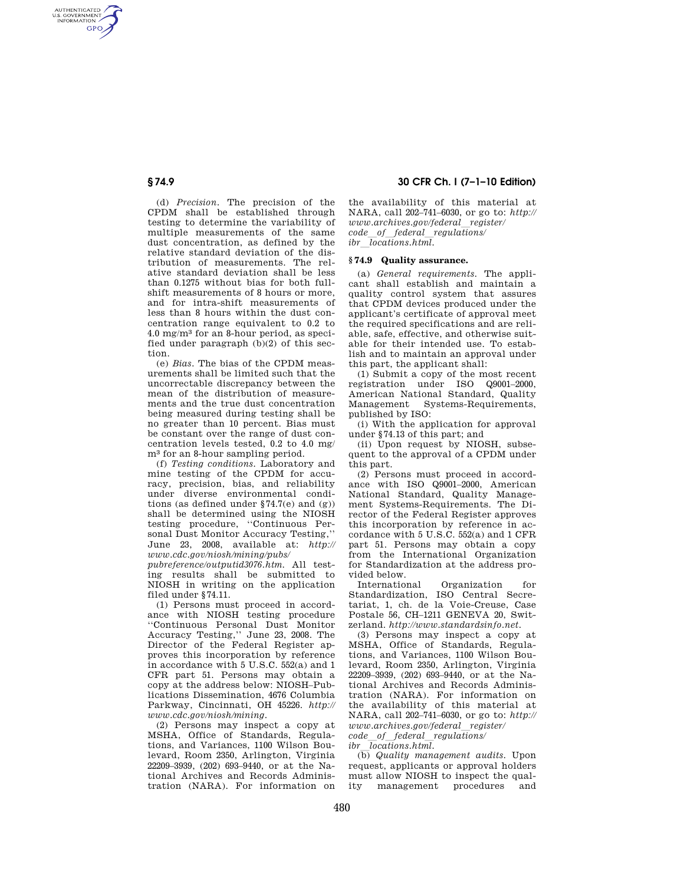(d) *Precision.* The precision of the CPDM shall be established through testing to determine the variability of multiple measurements of the same dust concentration, as defined by the relative standard deviation of the distribution of measurements. The relative standard deviation shall be less than 0.1275 without bias for both full-shift measurements of 8 hours or more, and for intra-shift measurements of less than 8 hours within the dust concentration range equivalent to 0.2 to 4.0 mg/m$^3$ for an 8-hour period, as specified under paragraph (b)(2) of this section.

(e) *Bias.* The bias of the CPDM measurements shall be limited such that the uncorrectable discrepancy between the mean of the distribution of measurements and the true dust concentration being measured during testing shall be no greater than 10 percent. Bias must be constant over the range of dust concentration levels tested, 0.2 to 4.0 mg/m$^3$ for an 8-hour sampling period.

(f) *Testing conditions.* Laboratory and mine testing of the CPDM for accuracy, precision, bias, and reliability under diverse environmental conditions (as defined under §74.7(e) and (g)) shall be determined using the NIOSH testing procedure, "Continuous Personal Dust Monitor Accuracy Testing," June 23, 2008, available at: *http://www.cdc.gov/niosh/mining/pubs/pubreference/outputid3076.htm.* All testing results shall be submitted to NIOSH in writing on the application filed under §74.11.

(1) Persons must proceed in accordance with NIOSH testing procedure "Continuous Personal Dust Monitor Accuracy Testing," June 23, 2008. The Director of the Federal Register approves this incorporation by reference in accordance with 5 U.S.C. 552(a) and 1 CFR part 51. Persons may obtain a copy at the address below: NIOSH–Publications Dissemination, 4676 Columbia Parkway, Cincinnati, OH 45226. *http://www.cdc.gov/niosh/mining.*

(2) Persons may inspect a copy at MSHA, Office of Standards, Regulations, and Variances, 1100 Wilson Boulevard, Room 2350, Arlington, Virginia 22209–3939, (202) 693–9440, or at the National Archives and Records Administration (NARA). For information on the availability of this material at NARA, call 202–741–6030, or go to: *http://www.archives.gov/federal_register/code_of_federal_regulations/ibr_locations.html.*

## § 74.9 Quality assurance.

(a) *General requirements.* The applicant shall establish and maintain a quality control system that assures that CPDM devices produced under the applicant's certificate of approval meet the required specifications and are reliable, safe, effective, and otherwise suitable for their intended use. To establish and to maintain an approval under this part, the applicant shall:

(1) Submit a copy of the most recent registration under ISO Q9001–2000, American National Standard, Quality Management Systems-Requirements, published by ISO:

(i) With the application for approval under §74.13 of this part; and

(ii) Upon request by NIOSH, subsequent to the approval of a CPDM under this part.

(2) Persons must proceed in accordance with ISO Q9001–2000, American National Standard, Quality Management Systems-Requirements. The Director of the Federal Register approves this incorporation by reference in accordance with 5 U.S.C. 552(a) and 1 CFR part 51. Persons may obtain a copy from the International Organization for Standardization at the address provided below.

International Organization for Standardization, ISO Central Secretariat, 1, ch. de la Voie-Creuse, Case Postale 56, CH–1211 GENEVA 20, Switzerland. *http://www.standardsinfo.net.*

(3) Persons may inspect a copy at MSHA, Office of Standards, Regulations, and Variances, 1100 Wilson Boulevard, Room 2350, Arlington, Virginia 22209–3939, (202) 693–9440, or at the National Archives and Records Administration (NARA). For information on the availability of this material at NARA, call 202–741–6030, or go to: *http://www.archives.gov/federal_register/code_of_federal_regulations/ibr_locations.html.*

(b) *Quality management audits.* Upon request, applicants or approval holders must allow NIOSH to inspect the quality management procedures and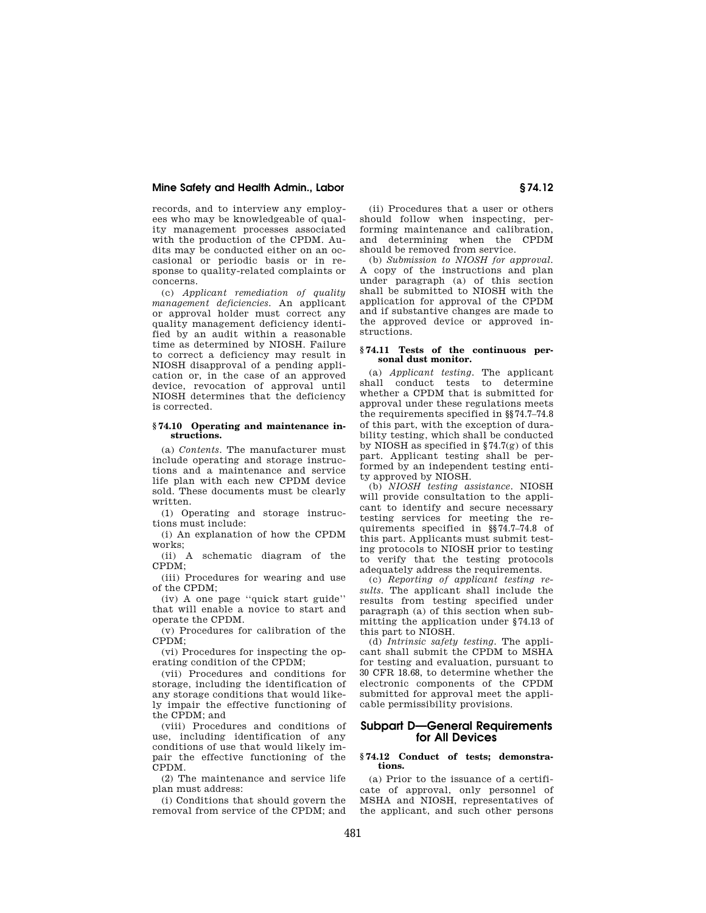records, and to interview any employees who may be knowledgeable of quality management processes associated with the production of the CPDM. Audits may be conducted either on an occasional or periodic basis or in response to quality-related complaints or concerns.

(c) *Applicant remediation of quality management deficiencies.* An applicant or approval holder must correct any quality management deficiency identified by an audit within a reasonable time as determined by NIOSH. Failure to correct a deficiency may result in NIOSH disapproval of a pending application or, in the case of an approved device, revocation of approval until NIOSH determines that the deficiency is corrected.

#### § 74.10 Operating and maintenance instructions.

(a) *Contents.* The manufacturer must include operating and storage instructions and a maintenance and service life plan with each new CPDM device sold. These documents must be clearly written.

(1) Operating and storage instructions must include:

(i) An explanation of how the CPDM works;

(ii) A schematic diagram of the CPDM;

(iii) Procedures for wearing and use of the CPDM;

(iv) A one page ''quick start guide'' that will enable a novice to start and operate the CPDM.

(v) Procedures for calibration of the CPDM;

(vi) Procedures for inspecting the operating condition of the CPDM;

(vii) Procedures and conditions for storage, including the identification of any storage conditions that would likely impair the effective functioning of the CPDM; and

(viii) Procedures and conditions of use, including identification of any conditions of use that would likely impair the effective functioning of the CPDM.

(2) The maintenance and service life plan must address:

(i) Conditions that should govern the removal from service of the CPDM; and

(ii) Procedures that a user or others should follow when inspecting, performing maintenance and calibration, and determining when the CPDM should be removed from service.

(b) *Submission to NIOSH for approval.* A copy of the instructions and plan under paragraph (a) of this section shall be submitted to NIOSH with the application for approval of the CPDM and if substantive changes are made to the approved device or approved instructions.

#### § 74.11 Tests of the continuous personal dust monitor.

(a) *Applicant testing.* The applicant shall conduct tests to determine whether a CPDM that is submitted for approval under these regulations meets the requirements specified in §§ 74.7–74.8 of this part, with the exception of durability testing, which shall be conducted by NIOSH as specified in § 74.7(g) of this part. Applicant testing shall be performed by an independent testing entity approved by NIOSH.

(b) *NIOSH testing assistance.* NIOSH will provide consultation to the applicant to identify and secure necessary testing services for meeting the requirements specified in §§ 74.7–74.8 of this part. Applicants must submit testing protocols to NIOSH prior to testing to verify that the testing protocols adequately address the requirements.

(c) *Reporting of applicant testing results.* The applicant shall include the results from testing specified under paragraph (a) of this section when submitting the application under § 74.13 of this part to NIOSH.

(d) *Intrinsic safety testing.* The applicant shall submit the CPDM to MSHA for testing and evaluation, pursuant to 30 CFR 18.68, to determine whether the electronic components of the CPDM submitted for approval meet the applicable permissibility provisions.

## Subpart D—General Requirements for All Devices

#### § 74.12 Conduct of tests; demonstrations.

(a) Prior to the issuance of a certificate of approval, only personnel of MSHA and NIOSH, representatives of the applicant, and such other persons